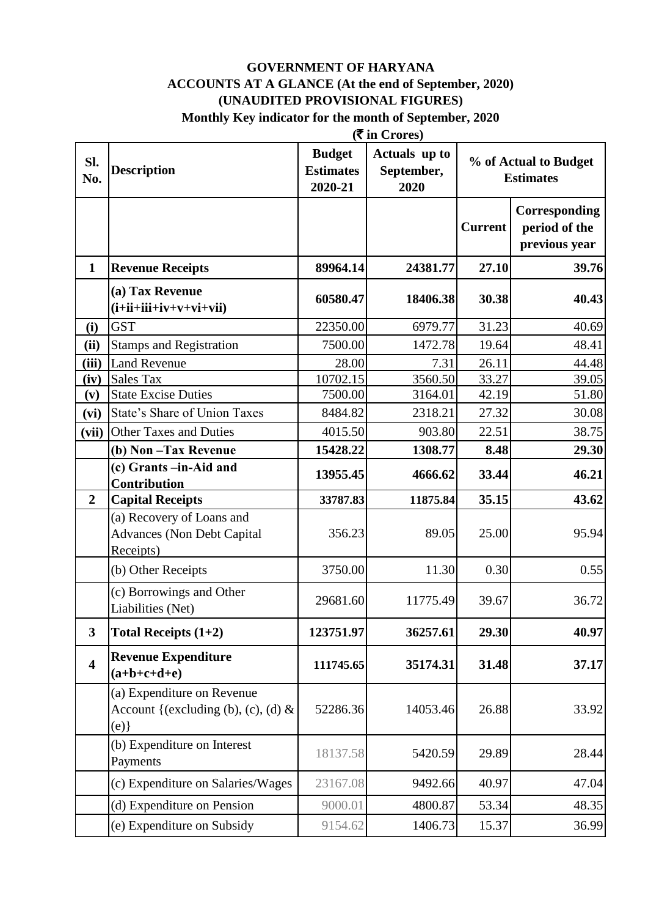**GOVERNMENT OF HARYANA**

**ACCOUNTS AT A GLANCE (At the end of September, 2020)**

**(UNAUDITED PROVISIONAL FIGURES)**

**Monthly Key indicator for the month of September, 2020**

**(₹ in Crores)**

| Sl. No. | Description | Budget Estimates 2020-21 | Actuals up to September, 2020 | % of Actual to Budget Estimates | |
|---|---|---|---|---|---|
| | | | | Current | Corresponding period of the previous year |
| **1** | **Revenue Receipts** | **89964.14** | **24381.77** | **27.10** | **39.76** |
| | **(a) Tax Revenue (i+ii+iii+iv+v+vi+vii)** | **60580.47** | **18406.38** | **30.38** | **40.43** |
| **(i)** | GST | 22350.00 | 6979.77 | 31.23 | 40.69 |
| **(ii)** | Stamps and Registration | 7500.00 | 1472.78 | 19.64 | 48.41 |
| **(iii)** | Land Revenue | 28.00 | 7.31 | 26.11 | 44.48 |
| **(iv)** | Sales Tax | 10702.15 | 3560.50 | 33.27 | 39.05 |
| **(v)** | State Excise Duties | 7500.00 | 3164.01 | 42.19 | 51.80 |
| **(vi)** | State's Share of Union Taxes | 8484.82 | 2318.21 | 27.32 | 30.08 |
| **(vii)** | Other Taxes and Duties | 4015.50 | 903.80 | 22.51 | 38.75 |
| | **(b) Non –Tax Revenue** | **15428.22** | **1308.77** | **8.48** | **29.30** |
| | **(c) Grants –in-Aid and Contribution** | **13955.45** | **4666.62** | **33.44** | **46.21** |
| **2** | **Capital Receipts** | **33787.83** | **11875.84** | **35.15** | **43.62** |
| | (a) Recovery of Loans and Advances (Non Debt Capital Receipts) | 356.23 | 89.05 | 25.00 | 95.94 |
| | (b) Other Receipts | 3750.00 | 11.30 | 0.30 | 0.55 |
| | (c) Borrowings and Other Liabilities (Net) | 29681.60 | 11775.49 | 39.67 | 36.72 |
| **3** | **Total Receipts (1+2)** | **123751.97** | **36257.61** | **29.30** | **40.97** |
| **4** | **Revenue Expenditure (a+b+c+d+e)** | **111745.65** | **35174.31** | **31.48** | **37.17** |
| | (a) Expenditure on Revenue Account {(excluding (b), (c), (d) & (e)} | 52286.36 | 14053.46 | 26.88 | 33.92 |
| | (b) Expenditure on Interest Payments | 18137.58 | 5420.59 | 29.89 | 28.44 |
| | (c) Expenditure on Salaries/Wages | 23167.08 | 9492.66 | 40.97 | 47.04 |
| | (d) Expenditure on Pension | 9000.01 | 4800.87 | 53.34 | 48.35 |
| | (e) Expenditure on Subsidy | 9154.62 | 1406.73 | 15.37 | 36.99 |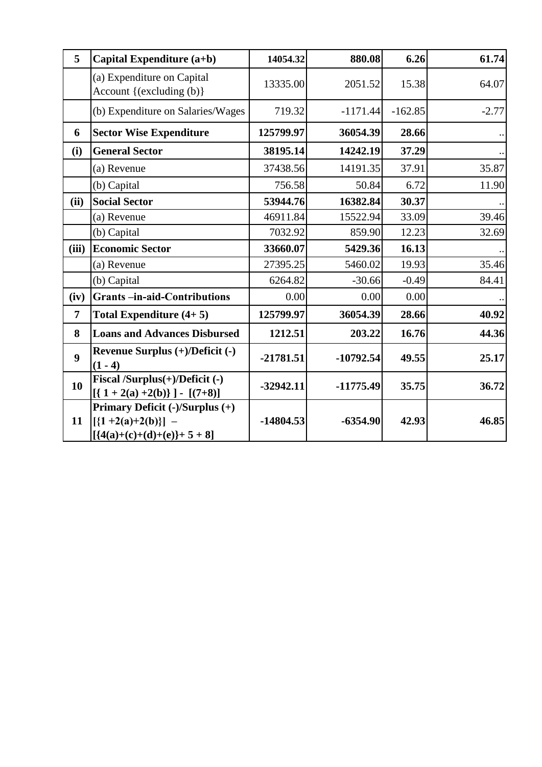| 5 | **Capital Expenditure (a+b)** | **14054.32** | **880.08** | **6.26** | **61.74** |
|---|---|---|---|---|---|
| | (a) Expenditure on Capital Account {(excluding (b)} | 13335.00 | 2051.52 | 15.38 | 64.07 |
| | (b) Expenditure on Salaries/Wages | 719.32 | -1171.44 | -162.85 | -2.77 |
| **6** | **Sector Wise Expenditure** | **125799.97** | **36054.39** | **28.66** | .. |
| **(i)** | **General Sector** | **38195.14** | **14242.19** | **37.29** | .. |
| | (a) Revenue | 37438.56 | 14191.35 | 37.91 | 35.87 |
| | (b) Capital | 756.58 | 50.84 | 6.72 | 11.90 |
| **(ii)** | **Social Sector** | **53944.76** | **16382.84** | **30.37** | .. |
| | (a) Revenue | 46911.84 | 15522.94 | 33.09 | 39.46 |
| | (b) Capital | 7032.92 | 859.90 | 12.23 | 32.69 |
| **(iii)** | **Economic Sector** | **33660.07** | **5429.36** | **16.13** | .. |
| | (a) Revenue | 27395.25 | 5460.02 | 19.93 | 35.46 |
| | (b) Capital | 6264.82 | -30.66 | -0.49 | 84.41 |
| **(iv)** | **Grants –in-aid-Contributions** | 0.00 | 0.00 | 0.00 | .. |
| **7** | **Total Expenditure (4+ 5)** | **125799.97** | **36054.39** | **28.66** | **40.92** |
| **8** | **Loans and Advances Disbursed** | **1212.51** | **203.22** | **16.76** | **44.36** |
| **9** | **Revenue Surplus (+)/Deficit (-) (1 - 4)** | **-21781.51** | **-10792.54** | **49.55** | **25.17** |
| **10** | **Fiscal /Surplus(+)/Deficit (-) [{ 1 + 2(a) +2(b)} ] - [(7+8)]** | **-32942.11** | **-11775.49** | **35.75** | **36.72** |
| **11** | **Primary Deficit (-)/Surplus (+) [{1 +2(a)+2(b)}] – [{4(a)+(c)+(d)+(e)}+ 5 + 8]** | **-14804.53** | **-6354.90** | **42.93** | **46.85** |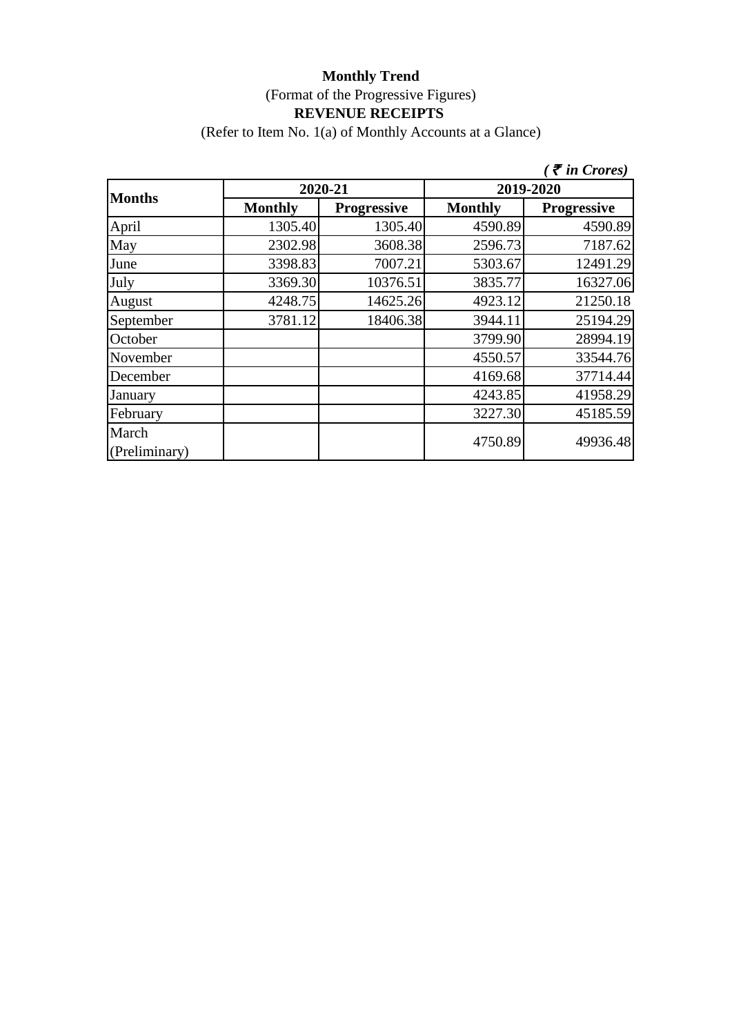**Monthly Trend**

(Format of the Progressive Figures)

**REVENUE RECEIPTS**

(Refer to Item No. 1(a) of Monthly Accounts at a Glance)

*( ₹ in Crores)*

| Months | 2020-21 | | 2019-2020 | |
|---|---|---|---|---|
| | Monthly | Progressive | Monthly | Progressive |
| April | 1305.40 | 1305.40 | 4590.89 | 4590.89 |
| May | 2302.98 | 3608.38 | 2596.73 | 7187.62 |
| June | 3398.83 | 7007.21 | 5303.67 | 12491.29 |
| July | 3369.30 | 10376.51 | 3835.77 | 16327.06 |
| August | 4248.75 | 14625.26 | 4923.12 | 21250.18 |
| September | 3781.12 | 18406.38 | 3944.11 | 25194.29 |
| October | | | 3799.90 | 28994.19 |
| November | | | 4550.57 | 33544.76 |
| December | | | 4169.68 | 37714.44 |
| January | | | 4243.85 | 41958.29 |
| February | | | 3227.30 | 45185.59 |
| March (Preliminary) | | | 4750.89 | 49936.48 |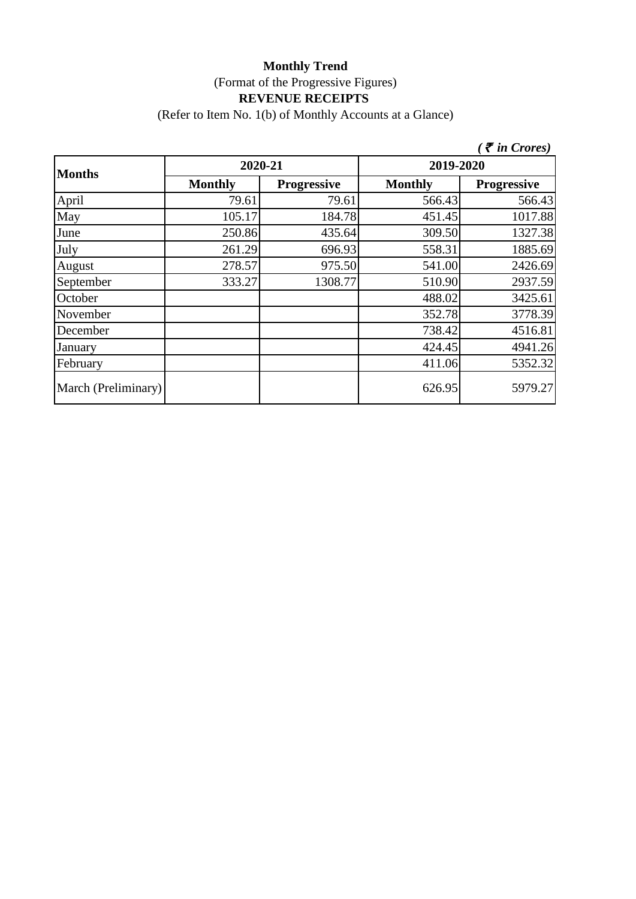**Monthly Trend**

(Format of the Progressive Figures)

**REVENUE RECEIPTS**

(Refer to Item No. 1(b) of Monthly Accounts at a Glance)

*( ₹ in Crores)*

| Months | 2020-21 | | 2019-2020 | |
|---|---|---|---|---|
| | Monthly | Progressive | Monthly | Progressive |
| April | 79.61 | 79.61 | 566.43 | 566.43 |
| May | 105.17 | 184.78 | 451.45 | 1017.88 |
| June | 250.86 | 435.64 | 309.50 | 1327.38 |
| July | 261.29 | 696.93 | 558.31 | 1885.69 |
| August | 278.57 | 975.50 | 541.00 | 2426.69 |
| September | 333.27 | 1308.77 | 510.90 | 2937.59 |
| October | | | 488.02 | 3425.61 |
| November | | | 352.78 | 3778.39 |
| December | | | 738.42 | 4516.81 |
| January | | | 424.45 | 4941.26 |
| February | | | 411.06 | 5352.32 |
| March (Preliminary) | | | 626.95 | 5979.27 |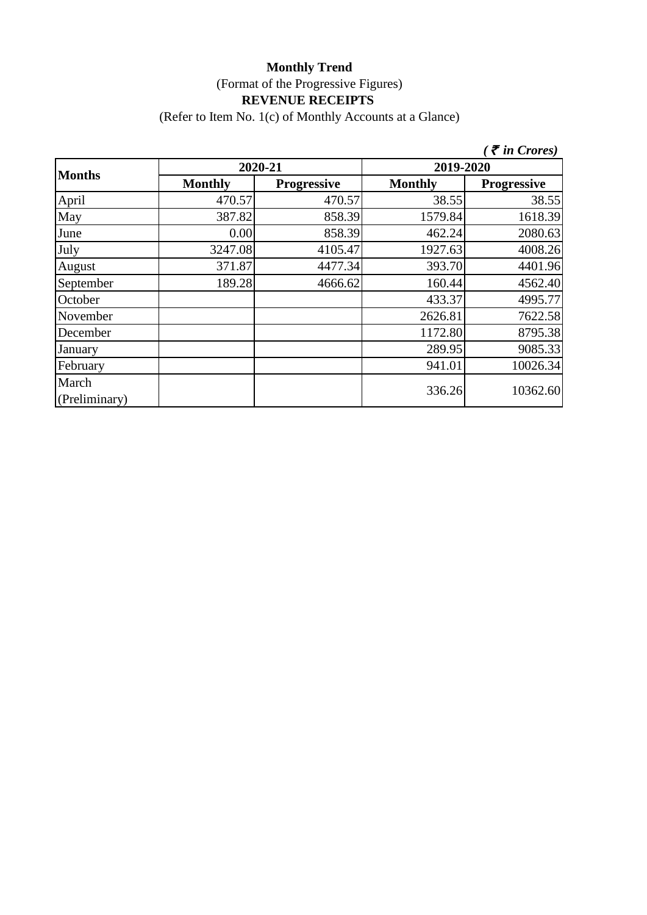**Monthly Trend**

(Format of the Progressive Figures)

**REVENUE RECEIPTS**

(Refer to Item No. 1(c) of Monthly Accounts at a Glance)

*( ₹ in Crores)*

| Months | 2020-21 | | 2019-2020 | |
|---|---|---|---|---|
| | Monthly | Progressive | Monthly | Progressive |
| April | 470.57 | 470.57 | 38.55 | 38.55 |
| May | 387.82 | 858.39 | 1579.84 | 1618.39 |
| June | 0.00 | 858.39 | 462.24 | 2080.63 |
| July | 3247.08 | 4105.47 | 1927.63 | 4008.26 |
| August | 371.87 | 4477.34 | 393.70 | 4401.96 |
| September | 189.28 | 4666.62 | 160.44 | 4562.40 |
| October | | | 433.37 | 4995.77 |
| November | | | 2626.81 | 7622.58 |
| December | | | 1172.80 | 8795.38 |
| January | | | 289.95 | 9085.33 |
| February | | | 941.01 | 10026.34 |
| March (Preliminary) | | | 336.26 | 10362.60 |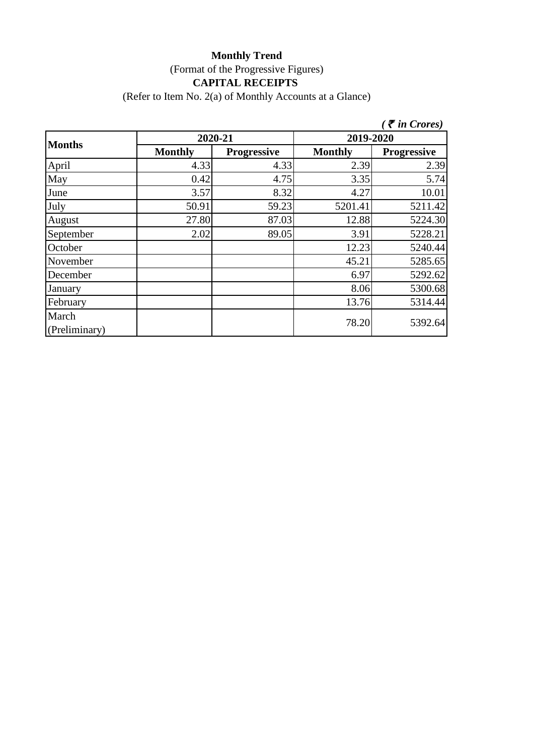**Monthly Trend**

(Format of the Progressive Figures)

**CAPITAL RECEIPTS**

(Refer to Item No. 2(a) of Monthly Accounts at a Glance)

*( ₹ in Crores)*

| Months | 2020-21 | | 2019-2020 | |
|---|---|---|---|---|
| | Monthly | Progressive | Monthly | Progressive |
| April | 4.33 | 4.33 | 2.39 | 2.39 |
| May | 0.42 | 4.75 | 3.35 | 5.74 |
| June | 3.57 | 8.32 | 4.27 | 10.01 |
| July | 50.91 | 59.23 | 5201.41 | 5211.42 |
| August | 27.80 | 87.03 | 12.88 | 5224.30 |
| September | 2.02 | 89.05 | 3.91 | 5228.21 |
| October | | | 12.23 | 5240.44 |
| November | | | 45.21 | 5285.65 |
| December | | | 6.97 | 5292.62 |
| January | | | 8.06 | 5300.68 |
| February | | | 13.76 | 5314.44 |
| March (Preliminary) | | | 78.20 | 5392.64 |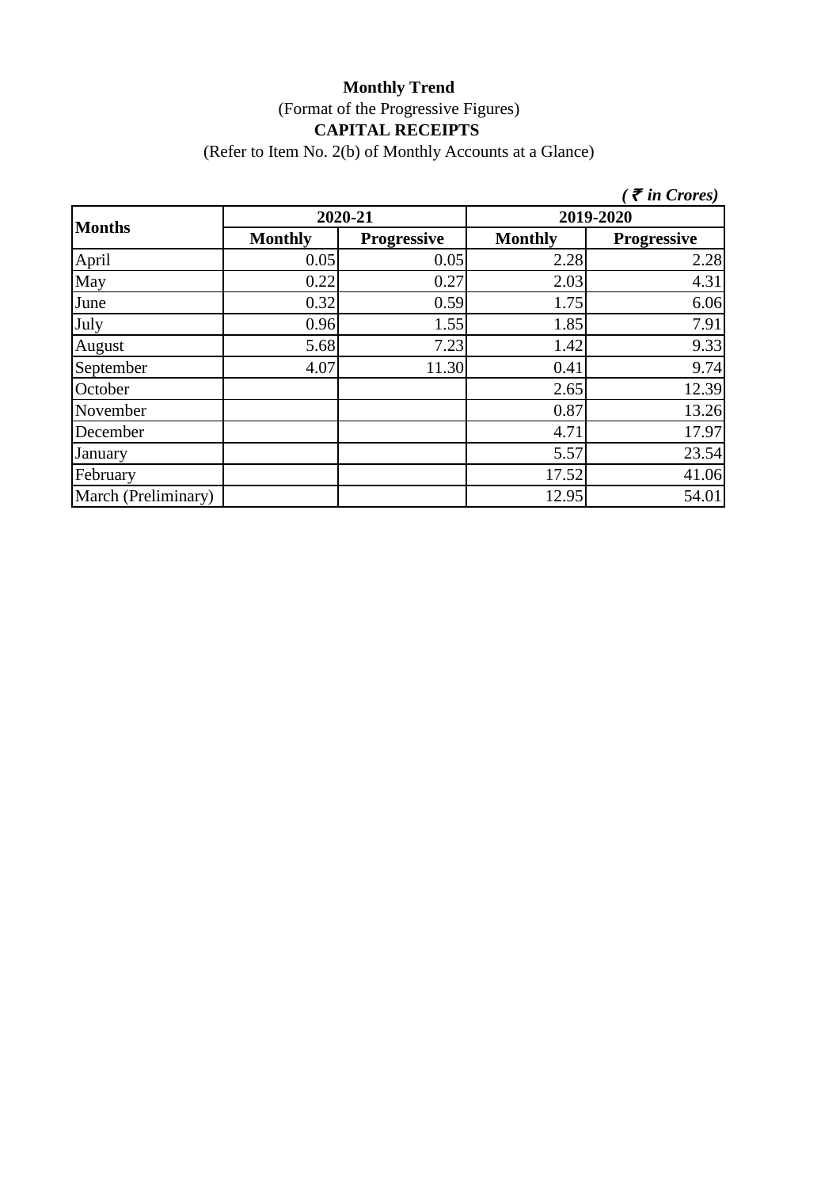**Monthly Trend**

(Format of the Progressive Figures)

**CAPITAL RECEIPTS**

(Refer to Item No. 2(b) of Monthly Accounts at a Glance)

***( ₹ in Crores)***

| Months | 2020-21 | | 2019-2020 | |
|---|---|---|---|---|
| | **Monthly** | **Progressive** | **Monthly** | **Progressive** |
| April | 0.05 | 0.05 | 2.28 | 2.28 |
| May | 0.22 | 0.27 | 2.03 | 4.31 |
| June | 0.32 | 0.59 | 1.75 | 6.06 |
| July | 0.96 | 1.55 | 1.85 | 7.91 |
| August | 5.68 | 7.23 | 1.42 | 9.33 |
| September | 4.07 | 11.30 | 0.41 | 9.74 |
| October | | | 2.65 | 12.39 |
| November | | | 0.87 | 13.26 |
| December | | | 4.71 | 17.97 |
| January | | | 5.57 | 23.54 |
| February | | | 17.52 | 41.06 |
| March (Preliminary) | | | 12.95 | 54.01 |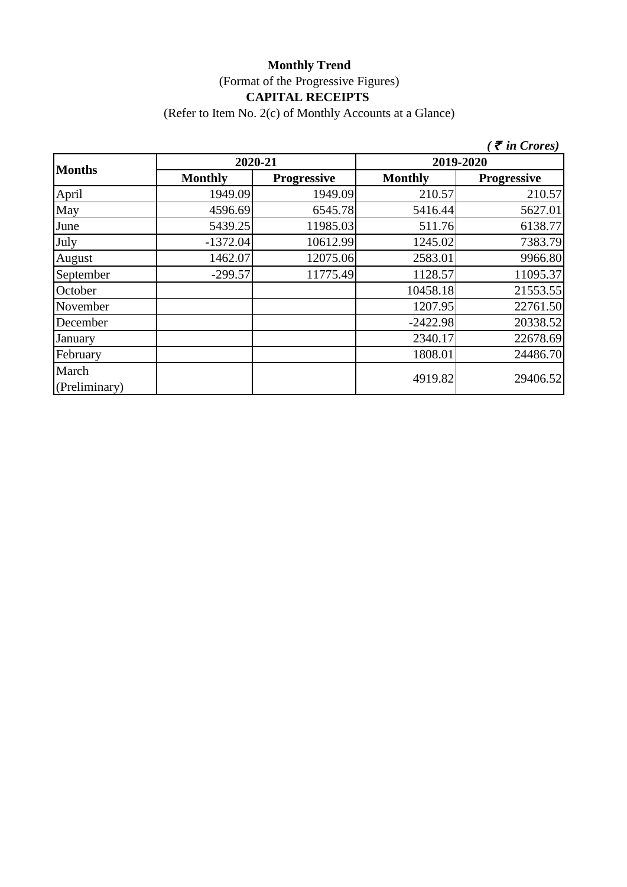**Monthly Trend**

(Format of the Progressive Figures)

**CAPITAL RECEIPTS**

(Refer to Item No. 2(c) of Monthly Accounts at a Glance)

*( ₹ in Crores)*

| Months | 2020-21 | | 2019-2020 | |
|---|---|---|---|---|
| | **Monthly** | **Progressive** | **Monthly** | **Progressive** |
| April | 1949.09 | 1949.09 | 210.57 | 210.57 |
| May | 4596.69 | 6545.78 | 5416.44 | 5627.01 |
| June | 5439.25 | 11985.03 | 511.76 | 6138.77 |
| July | -1372.04 | 10612.99 | 1245.02 | 7383.79 |
| August | 1462.07 | 12075.06 | 2583.01 | 9966.80 |
| September | -299.57 | 11775.49 | 1128.57 | 11095.37 |
| October | | | 10458.18 | 21553.55 |
| November | | | 1207.95 | 22761.50 |
| December | | | -2422.98 | 20338.52 |
| January | | | 2340.17 | 22678.69 |
| February | | | 1808.01 | 24486.70 |
| March (Preliminary) | | | 4919.82 | 29406.52 |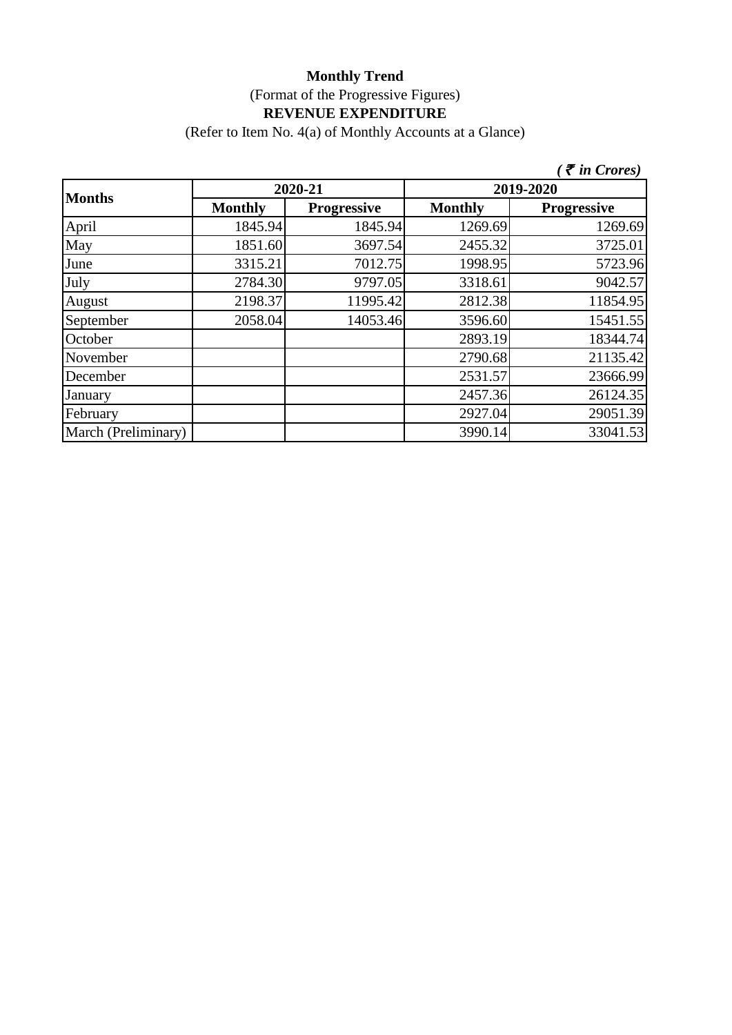**Monthly Trend**

(Format of the Progressive Figures)

**REVENUE EXPENDITURE**

(Refer to Item No. 4(a) of Monthly Accounts at a Glance)

*( ₹ in Crores)*

| Months | 2020-21 | | 2019-2020 | |
|---|---|---|---|---|
| | Monthly | Progressive | Monthly | Progressive |
| April | 1845.94 | 1845.94 | 1269.69 | 1269.69 |
| May | 1851.60 | 3697.54 | 2455.32 | 3725.01 |
| June | 3315.21 | 7012.75 | 1998.95 | 5723.96 |
| July | 2784.30 | 9797.05 | 3318.61 | 9042.57 |
| August | 2198.37 | 11995.42 | 2812.38 | 11854.95 |
| September | 2058.04 | 14053.46 | 3596.60 | 15451.55 |
| October | | | 2893.19 | 18344.74 |
| November | | | 2790.68 | 21135.42 |
| December | | | 2531.57 | 23666.99 |
| January | | | 2457.36 | 26124.35 |
| February | | | 2927.04 | 29051.39 |
| March (Preliminary) | | | 3990.14 | 33041.53 |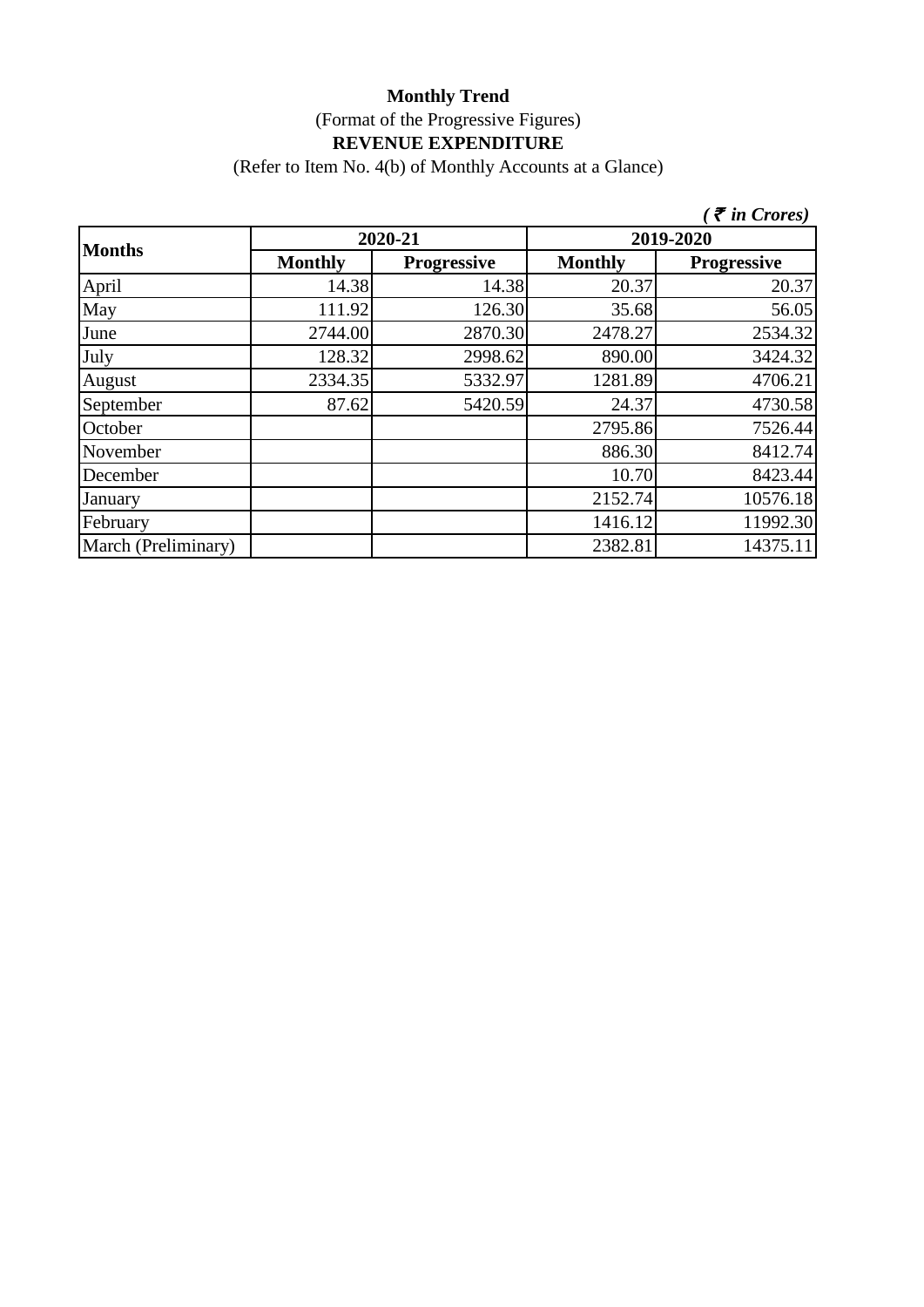**Monthly Trend**

(Format of the Progressive Figures)

**REVENUE EXPENDITURE**

(Refer to Item No. 4(b) of Monthly Accounts at a Glance)

*( ₹ in Crores)*

| Months | 2020-21 | | 2019-2020 | |
|---|---|---|---|---|
| | **Monthly** | **Progressive** | **Monthly** | **Progressive** |
| April | 14.38 | 14.38 | 20.37 | 20.37 |
| May | 111.92 | 126.30 | 35.68 | 56.05 |
| June | 2744.00 | 2870.30 | 2478.27 | 2534.32 |
| July | 128.32 | 2998.62 | 890.00 | 3424.32 |
| August | 2334.35 | 5332.97 | 1281.89 | 4706.21 |
| September | 87.62 | 5420.59 | 24.37 | 4730.58 |
| October | | | 2795.86 | 7526.44 |
| November | | | 886.30 | 8412.74 |
| December | | | 10.70 | 8423.44 |
| January | | | 2152.74 | 10576.18 |
| February | | | 1416.12 | 11992.30 |
| March (Preliminary) | | | 2382.81 | 14375.11 |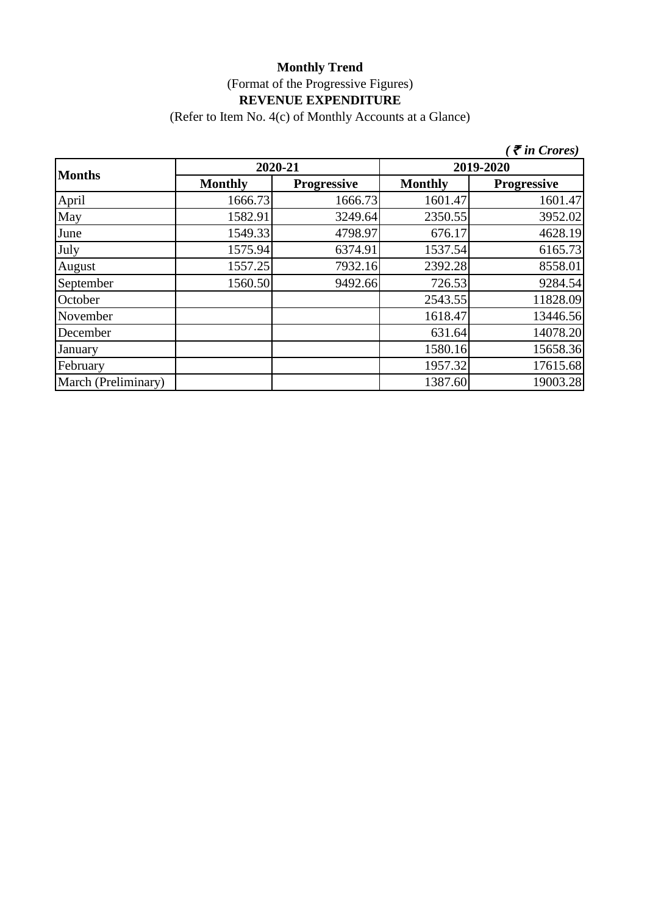**Monthly Trend**

(Format of the Progressive Figures)

**REVENUE EXPENDITURE**

(Refer to Item No. 4(c) of Monthly Accounts at a Glance)

*( ₹ in Crores)*

| **Months** | **2020-21** | | **2019-2020** | |
|---|---|---|---|---|
| | **Monthly** | **Progressive** | **Monthly** | **Progressive** |
| April | 1666.73 | 1666.73 | 1601.47 | 1601.47 |
| May | 1582.91 | 3249.64 | 2350.55 | 3952.02 |
| June | 1549.33 | 4798.97 | 676.17 | 4628.19 |
| July | 1575.94 | 6374.91 | 1537.54 | 6165.73 |
| August | 1557.25 | 7932.16 | 2392.28 | 8558.01 |
| September | 1560.50 | 9492.66 | 726.53 | 9284.54 |
| October | | | 2543.55 | 11828.09 |
| November | | | 1618.47 | 13446.56 |
| December | | | 631.64 | 14078.20 |
| January | | | 1580.16 | 15658.36 |
| February | | | 1957.32 | 17615.68 |
| March (Preliminary) | | | 1387.60 | 19003.28 |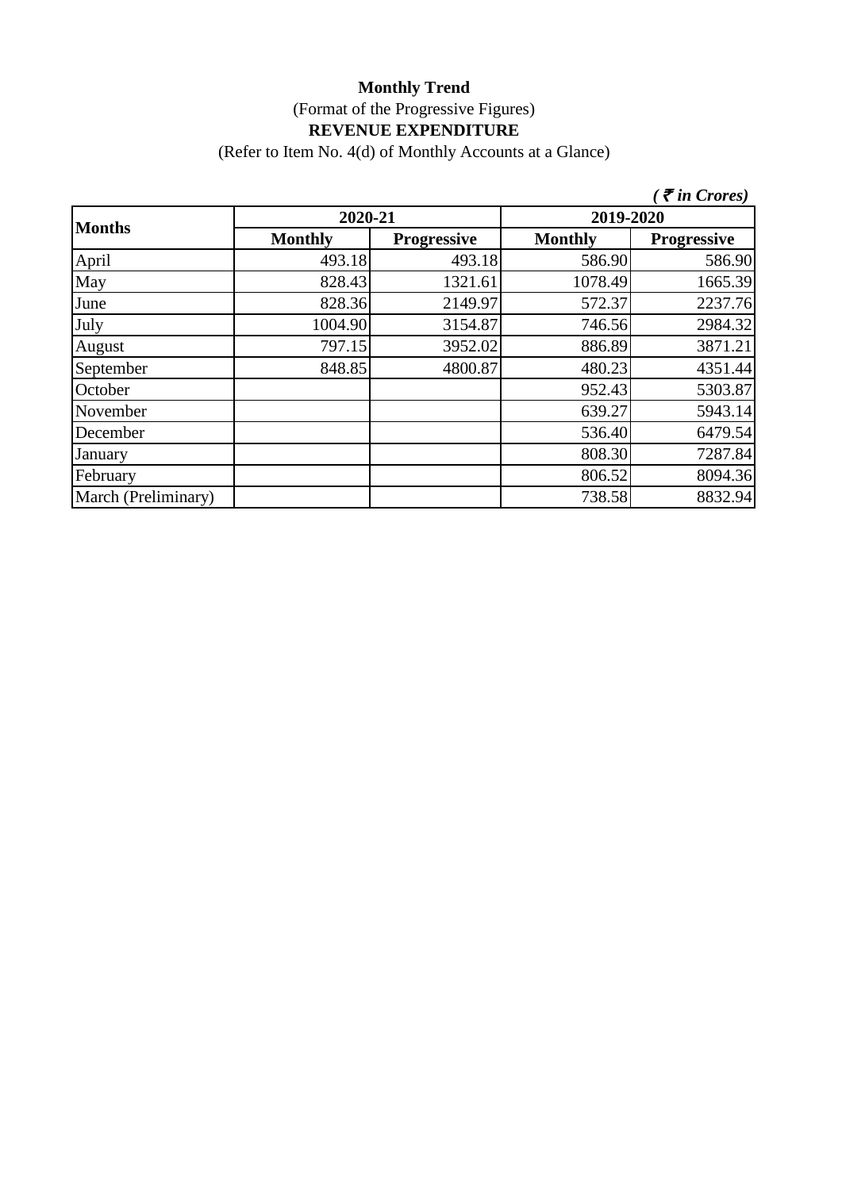**Monthly Trend**

(Format of the Progressive Figures)

**REVENUE EXPENDITURE**

(Refer to Item No. 4(d) of Monthly Accounts at a Glance)

*( ₹ in Crores)*

| Months | 2020-21 | | 2019-2020 | |
|---|---|---|---|---|
| | Monthly | Progressive | Monthly | Progressive |
| April | 493.18 | 493.18 | 586.90 | 586.90 |
| May | 828.43 | 1321.61 | 1078.49 | 1665.39 |
| June | 828.36 | 2149.97 | 572.37 | 2237.76 |
| July | 1004.90 | 3154.87 | 746.56 | 2984.32 |
| August | 797.15 | 3952.02 | 886.89 | 3871.21 |
| September | 848.85 | 4800.87 | 480.23 | 4351.44 |
| October | | | 952.43 | 5303.87 |
| November | | | 639.27 | 5943.14 |
| December | | | 536.40 | 6479.54 |
| January | | | 808.30 | 7287.84 |
| February | | | 806.52 | 8094.36 |
| March (Preliminary) | | | 738.58 | 8832.94 |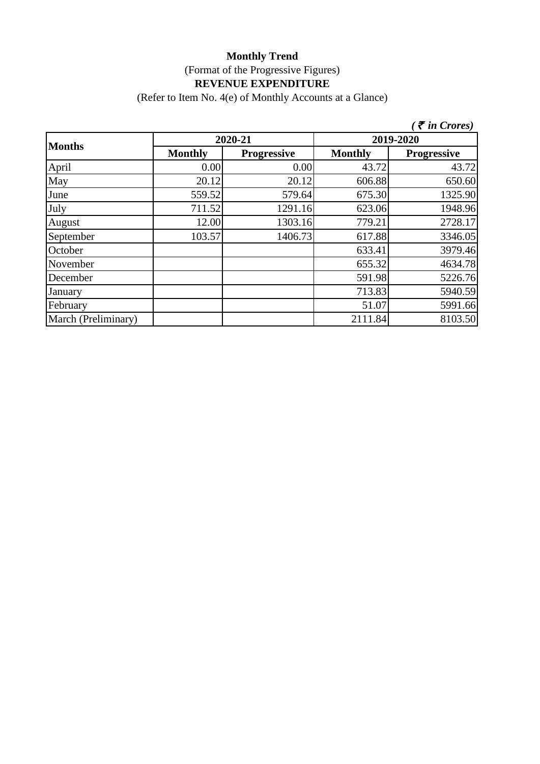**Monthly Trend**

(Format of the Progressive Figures)

**REVENUE EXPENDITURE**

(Refer to Item No. 4(e) of Monthly Accounts at a Glance)

***( ₹ in Crores)***

| Months | 2020-21 | | 2019-2020 | |
|---|---|---|---|---|
| | Monthly | Progressive | Monthly | Progressive |
| April | 0.00 | 0.00 | 43.72 | 43.72 |
| May | 20.12 | 20.12 | 606.88 | 650.60 |
| June | 559.52 | 579.64 | 675.30 | 1325.90 |
| July | 711.52 | 1291.16 | 623.06 | 1948.96 |
| August | 12.00 | 1303.16 | 779.21 | 2728.17 |
| September | 103.57 | 1406.73 | 617.88 | 3346.05 |
| October | | | 633.41 | 3979.46 |
| November | | | 655.32 | 4634.78 |
| December | | | 591.98 | 5226.76 |
| January | | | 713.83 | 5940.59 |
| February | | | 51.07 | 5991.66 |
| March (Preliminary) | | | 2111.84 | 8103.50 |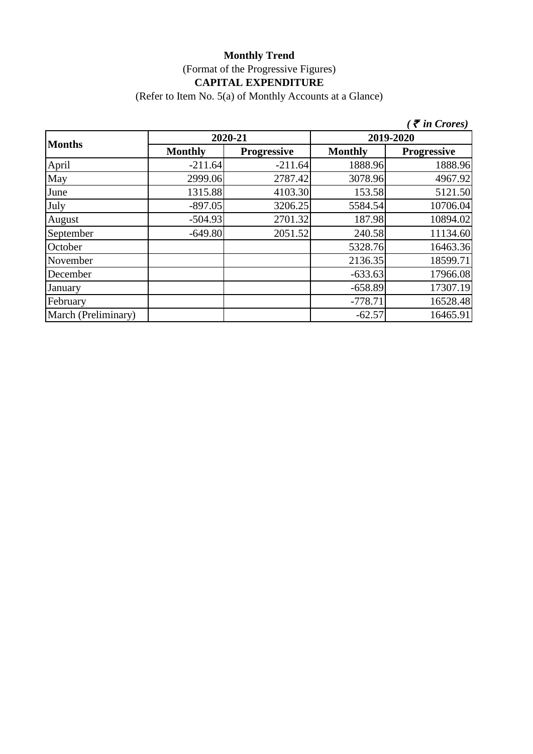**Monthly Trend**

(Format of the Progressive Figures)

**CAPITAL EXPENDITURE**

(Refer to Item No. 5(a) of Monthly Accounts at a Glance)

*( ₹ in Crores)*

| Months | 2020-21 | | 2019-2020 | |
|---|---|---|---|---|
| | Monthly | Progressive | Monthly | Progressive |
| April | -211.64 | -211.64 | 1888.96 | 1888.96 |
| May | 2999.06 | 2787.42 | 3078.96 | 4967.92 |
| June | 1315.88 | 4103.30 | 153.58 | 5121.50 |
| July | -897.05 | 3206.25 | 5584.54 | 10706.04 |
| August | -504.93 | 2701.32 | 187.98 | 10894.02 |
| September | -649.80 | 2051.52 | 240.58 | 11134.60 |
| October | | | 5328.76 | 16463.36 |
| November | | | 2136.35 | 18599.71 |
| December | | | -633.63 | 17966.08 |
| January | | | -658.89 | 17307.19 |
| February | | | -778.71 | 16528.48 |
| March (Preliminary) | | | -62.57 | 16465.91 |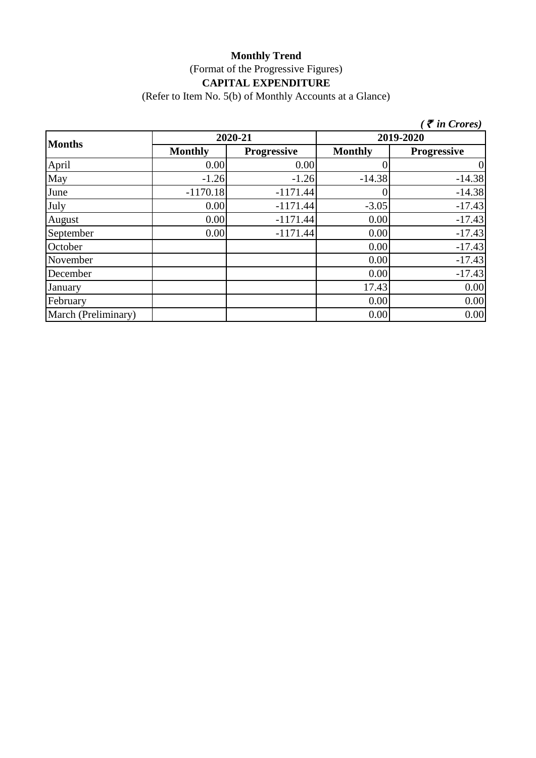**Monthly Trend**

(Format of the Progressive Figures)

**CAPITAL EXPENDITURE**

(Refer to Item No. 5(b) of Monthly Accounts at a Glance)

*( ₹ in Crores)*

| **Months** | **2020-21** | | **2019-2020** | |
|---|---|---|---|---|
| | **Monthly** | **Progressive** | **Monthly** | **Progressive** |
| April | 0.00 | 0.00 | 0 | 0 |
| May | -1.26 | -1.26 | -14.38 | -14.38 |
| June | -1170.18 | -1171.44 | 0 | -14.38 |
| July | 0.00 | -1171.44 | -3.05 | -17.43 |
| August | 0.00 | -1171.44 | 0.00 | -17.43 |
| September | 0.00 | -1171.44 | 0.00 | -17.43 |
| October | | | 0.00 | -17.43 |
| November | | | 0.00 | -17.43 |
| December | | | 0.00 | -17.43 |
| January | | | 17.43 | 0.00 |
| February | | | 0.00 | 0.00 |
| March (Preliminary) | | | 0.00 | 0.00 |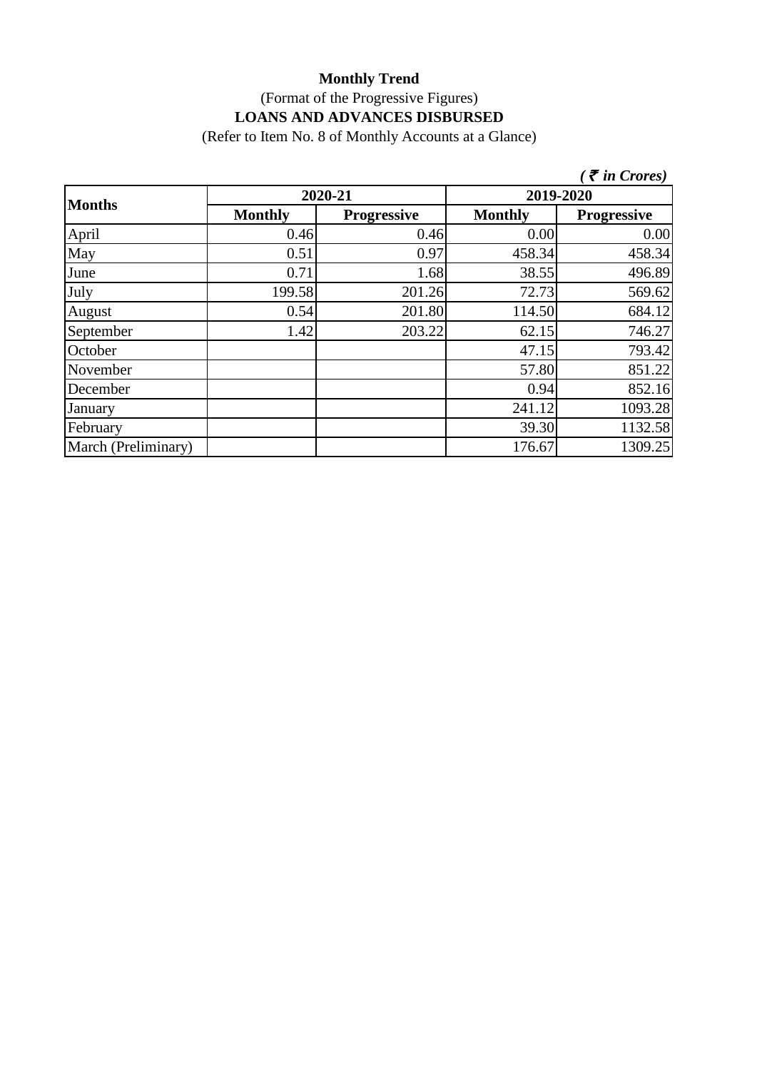**Monthly Trend**

(Format of the Progressive Figures)

**LOANS AND ADVANCES DISBURSED**

(Refer to Item No. 8 of Monthly Accounts at a Glance)

*( ₹ in Crores)*

| **Months** | **2020-21** | | **2019-2020** | |
|---|---|---|---|---|
| | **Monthly** | **Progressive** | **Monthly** | **Progressive** |
| April | 0.46 | 0.46 | 0.00 | 0.00 |
| May | 0.51 | 0.97 | 458.34 | 458.34 |
| June | 0.71 | 1.68 | 38.55 | 496.89 |
| July | 199.58 | 201.26 | 72.73 | 569.62 |
| August | 0.54 | 201.80 | 114.50 | 684.12 |
| September | 1.42 | 203.22 | 62.15 | 746.27 |
| October | | | 47.15 | 793.42 |
| November | | | 57.80 | 851.22 |
| December | | | 0.94 | 852.16 |
| January | | | 241.12 | 1093.28 |
| February | | | 39.30 | 1132.58 |
| March (Preliminary) | | | 176.67 | 1309.25 |